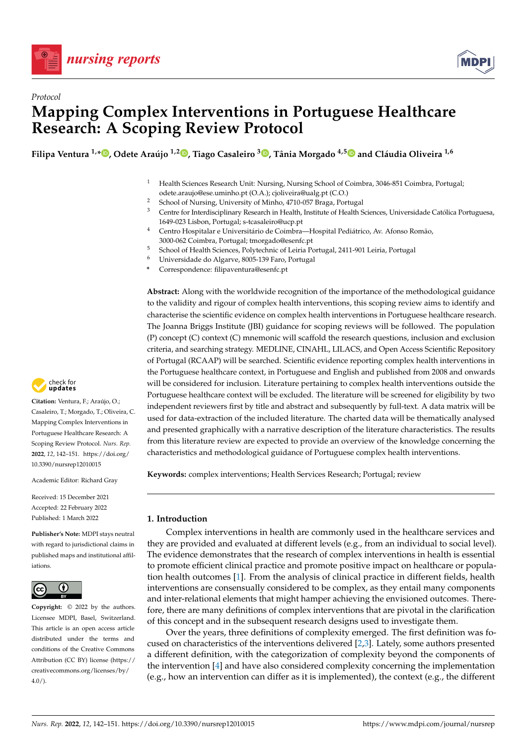*Protocol*

# Mapping Complex Interventions in Portuguese Healthcare Research: A Scoping Review Protocol

**Filipa Ventura [1,*], Odete Araújo [1,2], Tiago Casaleiro [3], Tânia Morgado [4,5] and Cláudia Oliveira [1,6]**

[1] Health Sciences Research Unit: Nursing, Nursing School of Coimbra, 3046-851 Coimbra, Portugal; odete.araujo@ese.uminho.pt (O.A.); cjoliveira@ualg.pt (C.O.)
[2] School of Nursing, University of Minho, 4710-057 Braga, Portugal
[3] Centre for Interdisciplinary Research in Health, Institute of Health Sciences, Universidade Católica Portuguesa, 1649-023 Lisbon, Portugal; s-tcasaleiro@ucp.pt
[4] Centro Hospitalar e Universitário de Coimbra—Hospital Pediátrico, Av. Afonso Romão, 3000-062 Coimbra, Portugal; tmorgado@esenfc.pt
[5] School of Health Sciences, Polytechnic of Leiria Portugal, 2411-901 Leiria, Portugal
[6] Universidade do Algarve, 8005-139 Faro, Portugal
* Correspondence: filipaventura@esenfc.pt

**Abstract:** Along with the worldwide recognition of the importance of the methodological guidance to the validity and rigour of complex health interventions, this scoping review aims to identify and characterise the scientific evidence on complex health interventions in Portuguese healthcare research. The Joanna Briggs Institute (JBI) guidance for scoping reviews will be followed. The population (P) concept (C) context (C) mnemonic will scaffold the research questions, inclusion and exclusion criteria, and searching strategy. MEDLINE, CINAHL, LILACS, and Open Access Scientific Repository of Portugal (RCAAP) will be searched. Scientific evidence reporting complex health interventions in the Portuguese healthcare context, in Portuguese and English and published from 2008 and onwards will be considered for inclusion. Literature pertaining to complex health interventions outside the Portuguese healthcare context will be excluded. The literature will be screened for eligibility by two independent reviewers first by title and abstract and subsequently by full-text. A data matrix will be used for data-extraction of the included literature. The charted data will be thematically analysed and presented graphically with a narrative description of the literature characteristics. The results from this literature review are expected to provide an overview of the knowledge concerning the characteristics and methodological guidance of Portuguese complex health interventions.

**Keywords:** complex interventions; Health Services Research; Portugal; review

**Citation:** Ventura, F.; Araújo, O.; Casaleiro, T.; Morgado, T.; Oliveira, C. Mapping Complex Interventions in Portuguese Healthcare Research: A Scoping Review Protocol. *Nurs. Rep.* **2022**, *12*, 142–151. https://doi.org/10.3390/nursrep12010015

Academic Editor: Richard Gray

Received: 15 December 2021
Accepted: 22 February 2022
Published: 1 March 2022

**Publisher's Note:** MDPI stays neutral with regard to jurisdictional claims in published maps and institutional affiliations.

**Copyright:** © 2022 by the authors. Licensee MDPI, Basel, Switzerland. This article is an open access article distributed under the terms and conditions of the Creative Commons Attribution (CC BY) license (https://creativecommons.org/licenses/by/4.0/).

## 1. Introduction

Complex interventions in health are commonly used in the healthcare services and they are provided and evaluated at different levels (e.g., from an individual to social level). The evidence demonstrates that the research of complex interventions in health is essential to promote efficient clinical practice and promote positive impact on healthcare or population health outcomes [1]. From the analysis of clinical practice in different fields, health interventions are consensually considered to be complex, as they entail many components and inter-relational elements that might hamper achieving the envisioned outcomes. Therefore, there are many definitions of complex interventions that are pivotal in the clarification of this concept and in the subsequent research designs used to investigate them.

Over the years, three definitions of complexity emerged. The first definition was focused on characteristics of the interventions delivered [2,3]. Lately, some authors presented a different definition, with the categorization of complexity beyond the components of the intervention [4] and have also considered complexity concerning the implementation (e.g., how an intervention can differ as it is implemented), the context (e.g., the different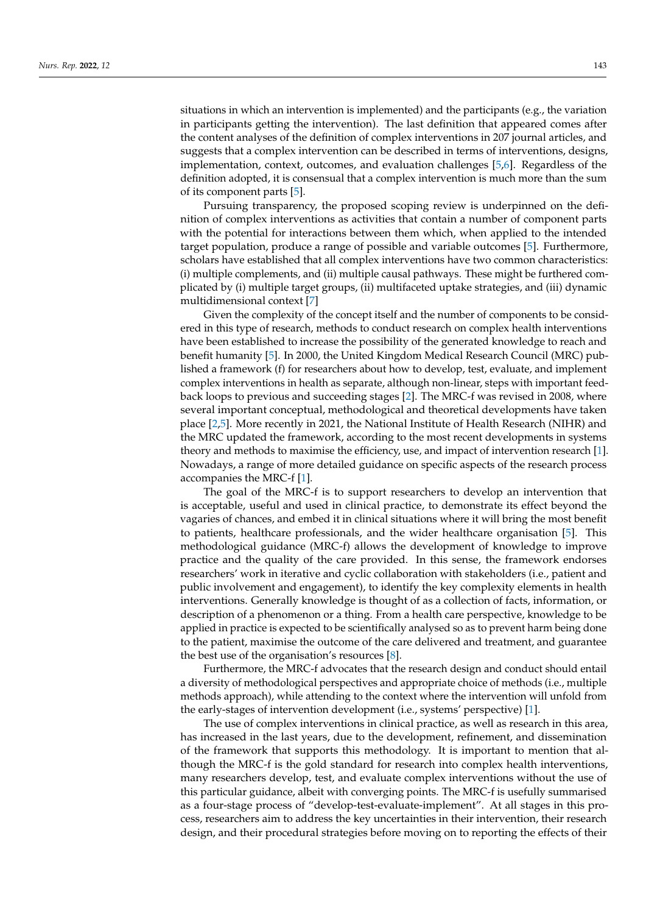situations in which an intervention is implemented) and the participants (e.g., the variation in participants getting the intervention). The last definition that appeared comes after the content analyses of the definition of complex interventions in 207 journal articles, and suggests that a complex intervention can be described in terms of interventions, designs, implementation, context, outcomes, and evaluation challenges [5,6]. Regardless of the definition adopted, it is consensual that a complex intervention is much more than the sum of its component parts [5].

Pursuing transparency, the proposed scoping review is underpinned on the definition of complex interventions as activities that contain a number of component parts with the potential for interactions between them which, when applied to the intended target population, produce a range of possible and variable outcomes [5]. Furthermore, scholars have established that all complex interventions have two common characteristics: (i) multiple complements, and (ii) multiple causal pathways. These might be furthered complicated by (i) multiple target groups, (ii) multifaceted uptake strategies, and (iii) dynamic multidimensional context [7]

Given the complexity of the concept itself and the number of components to be considered in this type of research, methods to conduct research on complex health interventions have been established to increase the possibility of the generated knowledge to reach and benefit humanity [5]. In 2000, the United Kingdom Medical Research Council (MRC) published a framework (f) for researchers about how to develop, test, evaluate, and implement complex interventions in health as separate, although non-linear, steps with important feedback loops to previous and succeeding stages [2]. The MRC-f was revised in 2008, where several important conceptual, methodological and theoretical developments have taken place [2,5]. More recently in 2021, the National Institute of Health Research (NIHR) and the MRC updated the framework, according to the most recent developments in systems theory and methods to maximise the efficiency, use, and impact of intervention research [1]. Nowadays, a range of more detailed guidance on specific aspects of the research process accompanies the MRC-f [1].

The goal of the MRC-f is to support researchers to develop an intervention that is acceptable, useful and used in clinical practice, to demonstrate its effect beyond the vagaries of chances, and embed it in clinical situations where it will bring the most benefit to patients, healthcare professionals, and the wider healthcare organisation [5]. This methodological guidance (MRC-f) allows the development of knowledge to improve practice and the quality of the care provided. In this sense, the framework endorses researchers' work in iterative and cyclic collaboration with stakeholders (i.e., patient and public involvement and engagement), to identify the key complexity elements in health interventions. Generally knowledge is thought of as a collection of facts, information, or description of a phenomenon or a thing. From a health care perspective, knowledge to be applied in practice is expected to be scientifically analysed so as to prevent harm being done to the patient, maximise the outcome of the care delivered and treatment, and guarantee the best use of the organisation's resources [8].

Furthermore, the MRC-f advocates that the research design and conduct should entail a diversity of methodological perspectives and appropriate choice of methods (i.e., multiple methods approach), while attending to the context where the intervention will unfold from the early-stages of intervention development (i.e., systems' perspective) [1].

The use of complex interventions in clinical practice, as well as research in this area, has increased in the last years, due to the development, refinement, and dissemination of the framework that supports this methodology. It is important to mention that although the MRC-f is the gold standard for research into complex health interventions, many researchers develop, test, and evaluate complex interventions without the use of this particular guidance, albeit with converging points. The MRC-f is usefully summarised as a four-stage process of "develop-test-evaluate-implement". At all stages in this process, researchers aim to address the key uncertainties in their intervention, their research design, and their procedural strategies before moving on to reporting the effects of their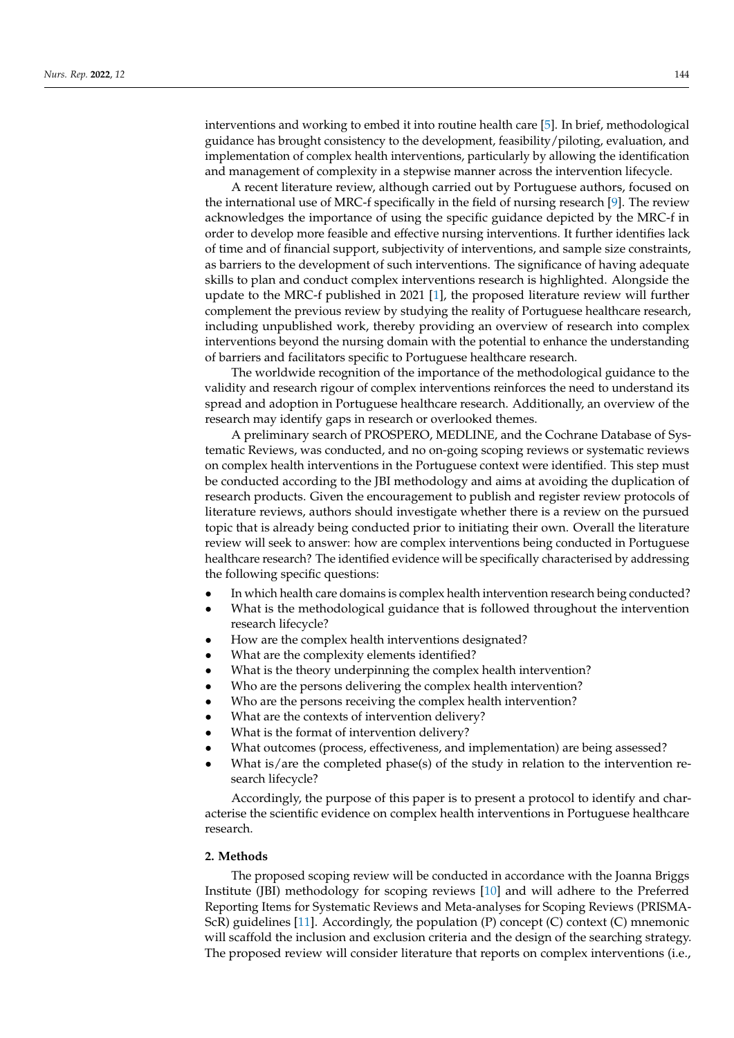interventions and working to embed it into routine health care [5]. In brief, methodological guidance has brought consistency to the development, feasibility/piloting, evaluation, and implementation of complex health interventions, particularly by allowing the identification and management of complexity in a stepwise manner across the intervention lifecycle.

A recent literature review, although carried out by Portuguese authors, focused on the international use of MRC-f specifically in the field of nursing research [9]. The review acknowledges the importance of using the specific guidance depicted by the MRC-f in order to develop more feasible and effective nursing interventions. It further identifies lack of time and of financial support, subjectivity of interventions, and sample size constraints, as barriers to the development of such interventions. The significance of having adequate skills to plan and conduct complex interventions research is highlighted. Alongside the update to the MRC-f published in 2021 [1], the proposed literature review will further complement the previous review by studying the reality of Portuguese healthcare research, including unpublished work, thereby providing an overview of research into complex interventions beyond the nursing domain with the potential to enhance the understanding of barriers and facilitators specific to Portuguese healthcare research.

The worldwide recognition of the importance of the methodological guidance to the validity and research rigour of complex interventions reinforces the need to understand its spread and adoption in Portuguese healthcare research. Additionally, an overview of the research may identify gaps in research or overlooked themes.

A preliminary search of PROSPERO, MEDLINE, and the Cochrane Database of Systematic Reviews, was conducted, and no on-going scoping reviews or systematic reviews on complex health interventions in the Portuguese context were identified. This step must be conducted according to the JBI methodology and aims at avoiding the duplication of research products. Given the encouragement to publish and register review protocols of literature reviews, authors should investigate whether there is a review on the pursued topic that is already being conducted prior to initiating their own. Overall the literature review will seek to answer: how are complex interventions being conducted in Portuguese healthcare research? The identified evidence will be specifically characterised by addressing the following specific questions:

- In which health care domains is complex health intervention research being conducted?
- What is the methodological guidance that is followed throughout the intervention research lifecycle?
- How are the complex health interventions designated?
- What are the complexity elements identified?
- What is the theory underpinning the complex health intervention?
- Who are the persons delivering the complex health intervention?
- Who are the persons receiving the complex health intervention?
- What are the contexts of intervention delivery?
- What is the format of intervention delivery?
- What outcomes (process, effectiveness, and implementation) are being assessed?
- What is/are the completed phase(s) of the study in relation to the intervention research lifecycle?

Accordingly, the purpose of this paper is to present a protocol to identify and characterise the scientific evidence on complex health interventions in Portuguese healthcare research.

## 2. Methods

The proposed scoping review will be conducted in accordance with the Joanna Briggs Institute (JBI) methodology for scoping reviews [10] and will adhere to the Preferred Reporting Items for Systematic Reviews and Meta-analyses for Scoping Reviews (PRISMA-ScR) guidelines [11]. Accordingly, the population (P) concept (C) context (C) mnemonic will scaffold the inclusion and exclusion criteria and the design of the searching strategy. The proposed review will consider literature that reports on complex interventions (i.e.,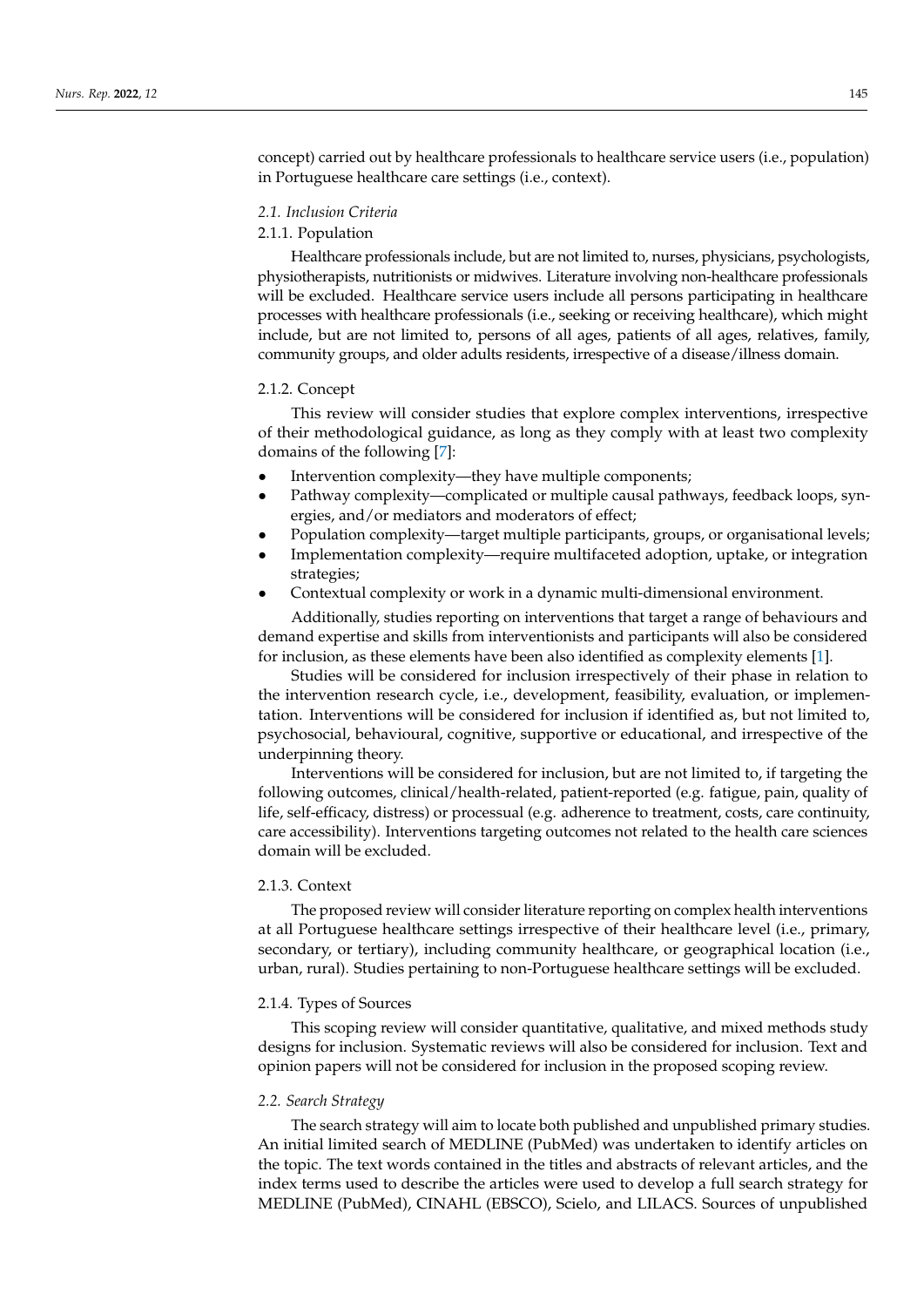concept) carried out by healthcare professionals to healthcare service users (i.e., population) in Portuguese healthcare care settings (i.e., context).

### *2.1. Inclusion Criteria*

#### 2.1.1. Population

Healthcare professionals include, but are not limited to, nurses, physicians, psychologists, physiotherapists, nutritionists or midwives. Literature involving non-healthcare professionals will be excluded. Healthcare service users include all persons participating in healthcare processes with healthcare professionals (i.e., seeking or receiving healthcare), which might include, but are not limited to, persons of all ages, patients of all ages, relatives, family, community groups, and older adults residents, irrespective of a disease/illness domain.

#### 2.1.2. Concept

This review will consider studies that explore complex interventions, irrespective of their methodological guidance, as long as they comply with at least two complexity domains of the following [7]:

- Intervention complexity—they have multiple components;
- Pathway complexity—complicated or multiple causal pathways, feedback loops, synergies, and/or mediators and moderators of effect;
- Population complexity—target multiple participants, groups, or organisational levels;
- Implementation complexity—require multifaceted adoption, uptake, or integration strategies;
- Contextual complexity or work in a dynamic multi-dimensional environment.

Additionally, studies reporting on interventions that target a range of behaviours and demand expertise and skills from interventionists and participants will also be considered for inclusion, as these elements have been also identified as complexity elements [1].

Studies will be considered for inclusion irrespectively of their phase in relation to the intervention research cycle, i.e., development, feasibility, evaluation, or implementation. Interventions will be considered for inclusion if identified as, but not limited to, psychosocial, behavioural, cognitive, supportive or educational, and irrespective of the underpinning theory.

Interventions will be considered for inclusion, but are not limited to, if targeting the following outcomes, clinical/health-related, patient-reported (e.g. fatigue, pain, quality of life, self-efficacy, distress) or processual (e.g. adherence to treatment, costs, care continuity, care accessibility). Interventions targeting outcomes not related to the health care sciences domain will be excluded.

#### 2.1.3. Context

The proposed review will consider literature reporting on complex health interventions at all Portuguese healthcare settings irrespective of their healthcare level (i.e., primary, secondary, or tertiary), including community healthcare, or geographical location (i.e., urban, rural). Studies pertaining to non-Portuguese healthcare settings will be excluded.

#### 2.1.4. Types of Sources

This scoping review will consider quantitative, qualitative, and mixed methods study designs for inclusion. Systematic reviews will also be considered for inclusion. Text and opinion papers will not be considered for inclusion in the proposed scoping review.

### *2.2. Search Strategy*

The search strategy will aim to locate both published and unpublished primary studies. An initial limited search of MEDLINE (PubMed) was undertaken to identify articles on the topic. The text words contained in the titles and abstracts of relevant articles, and the index terms used to describe the articles were used to develop a full search strategy for MEDLINE (PubMed), CINAHL (EBSCO), Scielo, and LILACS. Sources of unpublished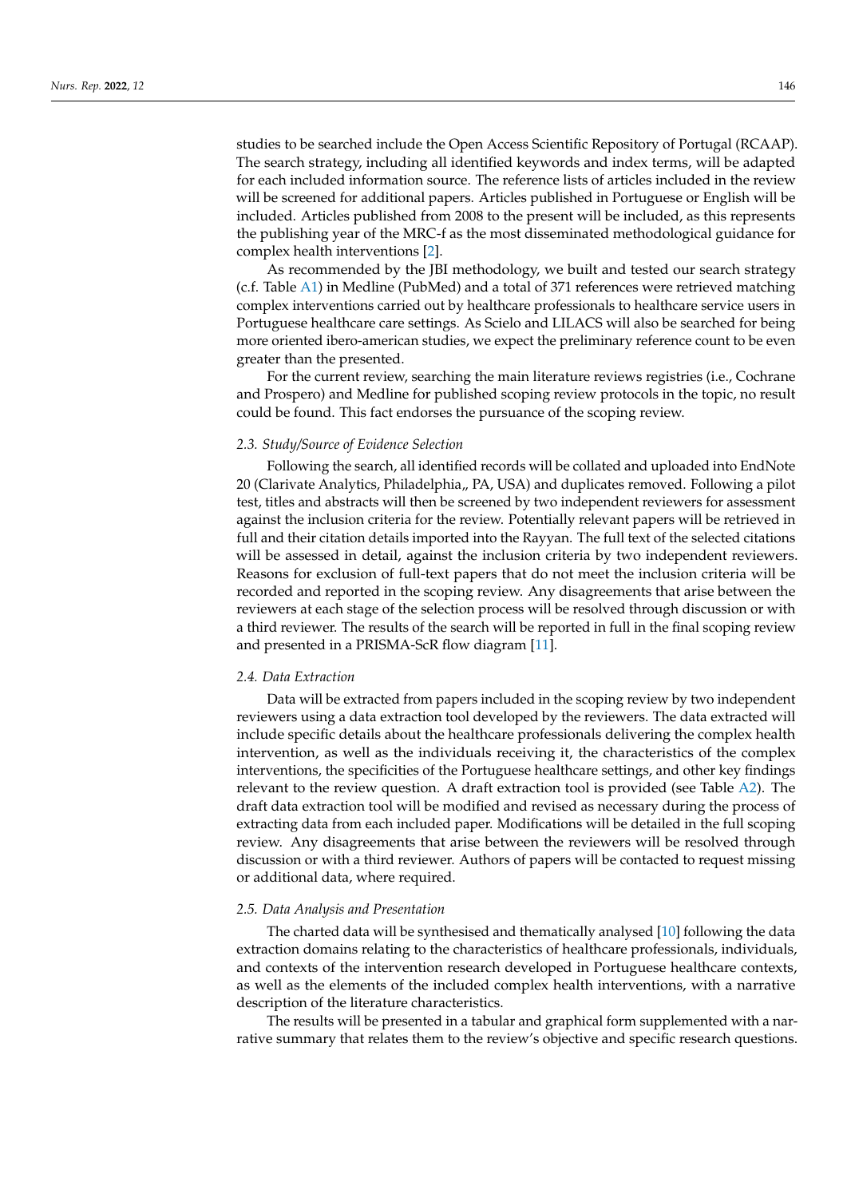studies to be searched include the Open Access Scientific Repository of Portugal (RCAAP). The search strategy, including all identified keywords and index terms, will be adapted for each included information source. The reference lists of articles included in the review will be screened for additional papers. Articles published in Portuguese or English will be included. Articles published from 2008 to the present will be included, as this represents the publishing year of the MRC-f as the most disseminated methodological guidance for complex health interventions [2].

As recommended by the JBI methodology, we built and tested our search strategy (c.f. Table A1) in Medline (PubMed) and a total of 371 references were retrieved matching complex interventions carried out by healthcare professionals to healthcare service users in Portuguese healthcare care settings. As Scielo and LILACS will also be searched for being more oriented ibero-american studies, we expect the preliminary reference count to be even greater than the presented.

For the current review, searching the main literature reviews registries (i.e., Cochrane and Prospero) and Medline for published scoping review protocols in the topic, no result could be found. This fact endorses the pursuance of the scoping review.

### *2.3. Study/Source of Evidence Selection*

Following the search, all identified records will be collated and uploaded into EndNote 20 (Clarivate Analytics, Philadelphia,, PA, USA) and duplicates removed. Following a pilot test, titles and abstracts will then be screened by two independent reviewers for assessment against the inclusion criteria for the review. Potentially relevant papers will be retrieved in full and their citation details imported into the Rayyan. The full text of the selected citations will be assessed in detail, against the inclusion criteria by two independent reviewers. Reasons for exclusion of full-text papers that do not meet the inclusion criteria will be recorded and reported in the scoping review. Any disagreements that arise between the reviewers at each stage of the selection process will be resolved through discussion or with a third reviewer. The results of the search will be reported in full in the final scoping review and presented in a PRISMA-ScR flow diagram [11].

### *2.4. Data Extraction*

Data will be extracted from papers included in the scoping review by two independent reviewers using a data extraction tool developed by the reviewers. The data extracted will include specific details about the healthcare professionals delivering the complex health intervention, as well as the individuals receiving it, the characteristics of the complex interventions, the specificities of the Portuguese healthcare settings, and other key findings relevant to the review question. A draft extraction tool is provided (see Table A2). The draft data extraction tool will be modified and revised as necessary during the process of extracting data from each included paper. Modifications will be detailed in the full scoping review. Any disagreements that arise between the reviewers will be resolved through discussion or with a third reviewer. Authors of papers will be contacted to request missing or additional data, where required.

### *2.5. Data Analysis and Presentation*

The charted data will be synthesised and thematically analysed [10] following the data extraction domains relating to the characteristics of healthcare professionals, individuals, and contexts of the intervention research developed in Portuguese healthcare contexts, as well as the elements of the included complex health interventions, with a narrative description of the literature characteristics.

The results will be presented in a tabular and graphical form supplemented with a narrative summary that relates them to the review's objective and specific research questions.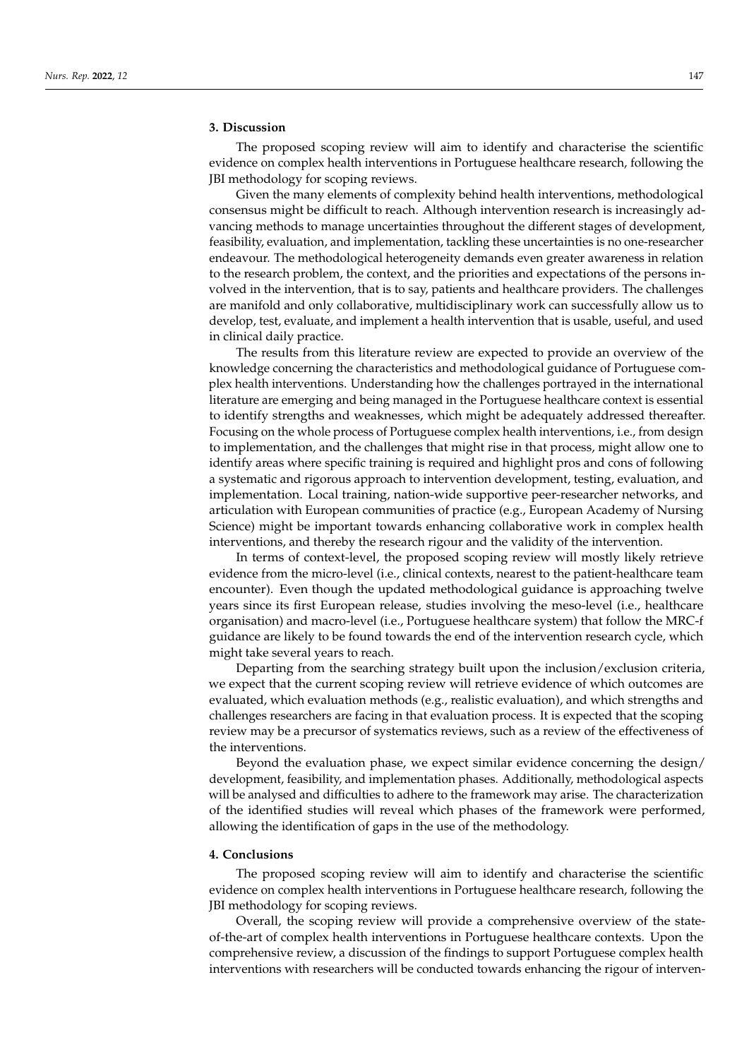## 3. Discussion

The proposed scoping review will aim to identify and characterise the scientific evidence on complex health interventions in Portuguese healthcare research, following the JBI methodology for scoping reviews.

Given the many elements of complexity behind health interventions, methodological consensus might be difficult to reach. Although intervention research is increasingly advancing methods to manage uncertainties throughout the different stages of development, feasibility, evaluation, and implementation, tackling these uncertainties is no one-researcher endeavour. The methodological heterogeneity demands even greater awareness in relation to the research problem, the context, and the priorities and expectations of the persons involved in the intervention, that is to say, patients and healthcare providers. The challenges are manifold and only collaborative, multidisciplinary work can successfully allow us to develop, test, evaluate, and implement a health intervention that is usable, useful, and used in clinical daily practice.

The results from this literature review are expected to provide an overview of the knowledge concerning the characteristics and methodological guidance of Portuguese complex health interventions. Understanding how the challenges portrayed in the international literature are emerging and being managed in the Portuguese healthcare context is essential to identify strengths and weaknesses, which might be adequately addressed thereafter. Focusing on the whole process of Portuguese complex health interventions, i.e., from design to implementation, and the challenges that might rise in that process, might allow one to identify areas where specific training is required and highlight pros and cons of following a systematic and rigorous approach to intervention development, testing, evaluation, and implementation. Local training, nation-wide supportive peer-researcher networks, and articulation with European communities of practice (e.g., European Academy of Nursing Science) might be important towards enhancing collaborative work in complex health interventions, and thereby the research rigour and the validity of the intervention.

In terms of context-level, the proposed scoping review will mostly likely retrieve evidence from the micro-level (i.e., clinical contexts, nearest to the patient-healthcare team encounter). Even though the updated methodological guidance is approaching twelve years since its first European release, studies involving the meso-level (i.e., healthcare organisation) and macro-level (i.e., Portuguese healthcare system) that follow the MRC-f guidance are likely to be found towards the end of the intervention research cycle, which might take several years to reach.

Departing from the searching strategy built upon the inclusion/exclusion criteria, we expect that the current scoping review will retrieve evidence of which outcomes are evaluated, which evaluation methods (e.g., realistic evaluation), and which strengths and challenges researchers are facing in that evaluation process. It is expected that the scoping review may be a precursor of systematics reviews, such as a review of the effectiveness of the interventions.

Beyond the evaluation phase, we expect similar evidence concerning the design/development, feasibility, and implementation phases. Additionally, methodological aspects will be analysed and difficulties to adhere to the framework may arise. The characterization of the identified studies will reveal which phases of the framework were performed, allowing the identification of gaps in the use of the methodology.

## 4. Conclusions

The proposed scoping review will aim to identify and characterise the scientific evidence on complex health interventions in Portuguese healthcare research, following the JBI methodology for scoping reviews.

Overall, the scoping review will provide a comprehensive overview of the state-of-the-art of complex health interventions in Portuguese healthcare contexts. Upon the comprehensive review, a discussion of the findings to support Portuguese complex health interventions with researchers will be conducted towards enhancing the rigour of interven-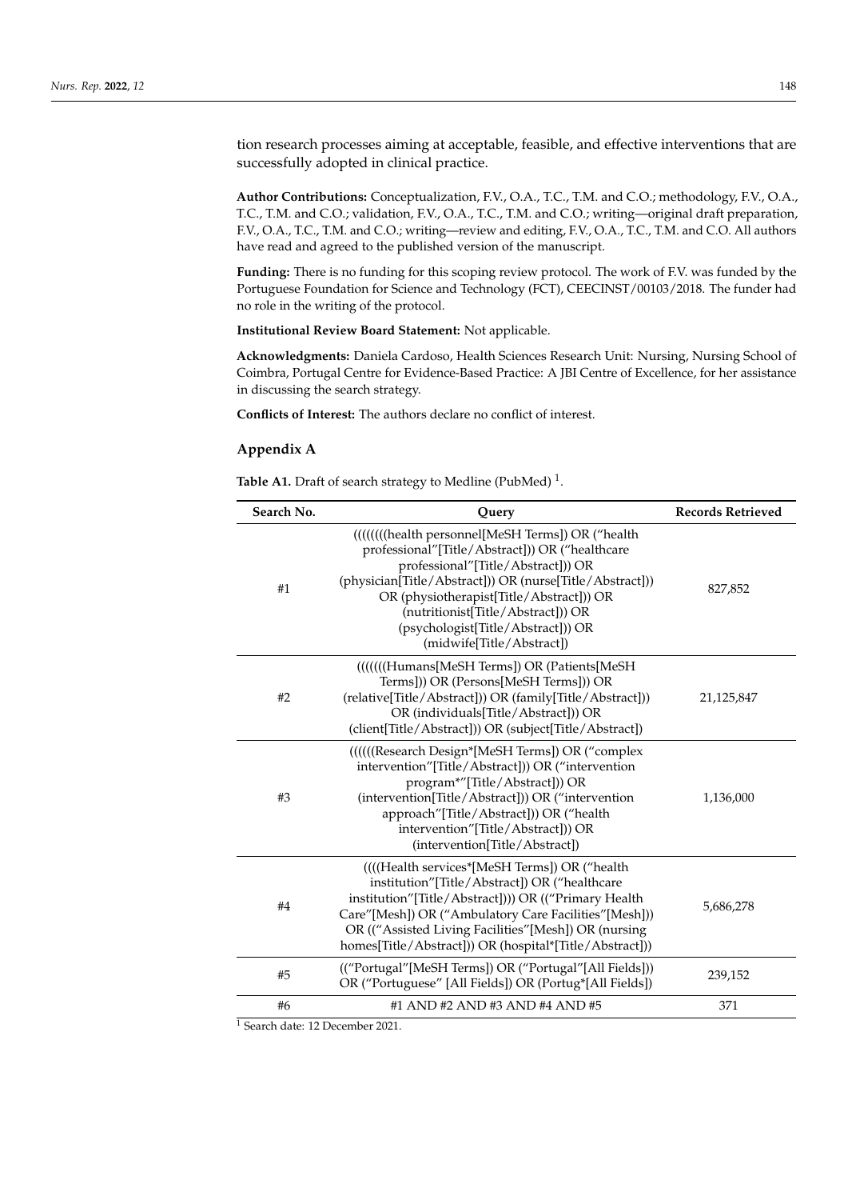tion research processes aiming at acceptable, feasible, and effective interventions that are successfully adopted in clinical practice.

**Author Contributions:** Conceptualization, F.V., O.A., T.C., T.M. and C.O.; methodology, F.V., O.A., T.C., T.M. and C.O.; validation, F.V., O.A., T.C., T.M. and C.O.; writing—original draft preparation, F.V., O.A., T.C., T.M. and C.O.; writing—review and editing, F.V., O.A., T.C., T.M. and C.O. All authors have read and agreed to the published version of the manuscript.

**Funding:** There is no funding for this scoping review protocol. The work of F.V. was funded by the Portuguese Foundation for Science and Technology (FCT), CEECINST/00103/2018. The funder had no role in the writing of the protocol.

**Institutional Review Board Statement:** Not applicable.

**Acknowledgments:** Daniela Cardoso, Health Sciences Research Unit: Nursing, Nursing School of Coimbra, Portugal Centre for Evidence-Based Practice: A JBI Centre of Excellence, for her assistance in discussing the search strategy.

**Conflicts of Interest:** The authors declare no conflict of interest.

## Appendix A

**Table A1.** Draft of search strategy to Medline (PubMed) [1].

| Search No. | Query | Records Retrieved |
|---|---|---|
| #1 | ((((((((health personnel[MeSH Terms]) OR ("health professional"[Title/Abstract])) OR ("healthcare professional"[Title/Abstract])) OR (physician[Title/Abstract])) OR (nurse[Title/Abstract])) OR (physiotherapist[Title/Abstract])) OR (nutritionist[Title/Abstract])) OR (psychologist[Title/Abstract])) OR (midwife[Title/Abstract]) | 827,852 |
| #2 | (((((((Humans[MeSH Terms]) OR (Patients[MeSH Terms])) OR (Persons[MeSH Terms])) OR (relative[Title/Abstract])) OR (family[Title/Abstract])) OR (individuals[Title/Abstract])) OR (client[Title/Abstract])) OR (subject[Title/Abstract]) | 21,125,847 |
| #3 | ((((((Research Design*[MeSH Terms]) OR ("complex intervention"[Title/Abstract])) OR ("intervention program*"[Title/Abstract])) OR (intervention[Title/Abstract])) OR ("intervention approach"[Title/Abstract])) OR ("health intervention"[Title/Abstract])) OR (intervention[Title/Abstract]) | 1,136,000 |
| #4 | ((((Health services*[MeSH Terms]) OR ("health institution"[Title/Abstract])) OR ("healthcare institution"[Title/Abstract]))) OR (("Primary Health Care"[Mesh]) OR ("Ambulatory Care Facilities"[Mesh])) OR (("Assisted Living Facilities"[Mesh]) OR (nursing homes[Title/Abstract])) OR (hospital*[Title/Abstract]) | 5,686,278 |
| #5 | (("Portugal"[MeSH Terms]) OR ("Portugal"[All Fields])) OR ("Portuguese" [All Fields]) OR (Portug*[All Fields]) | 239,152 |
| #6 | #1 AND #2 AND #3 AND #4 AND #5 | 371 |

[1] Search date: 12 December 2021.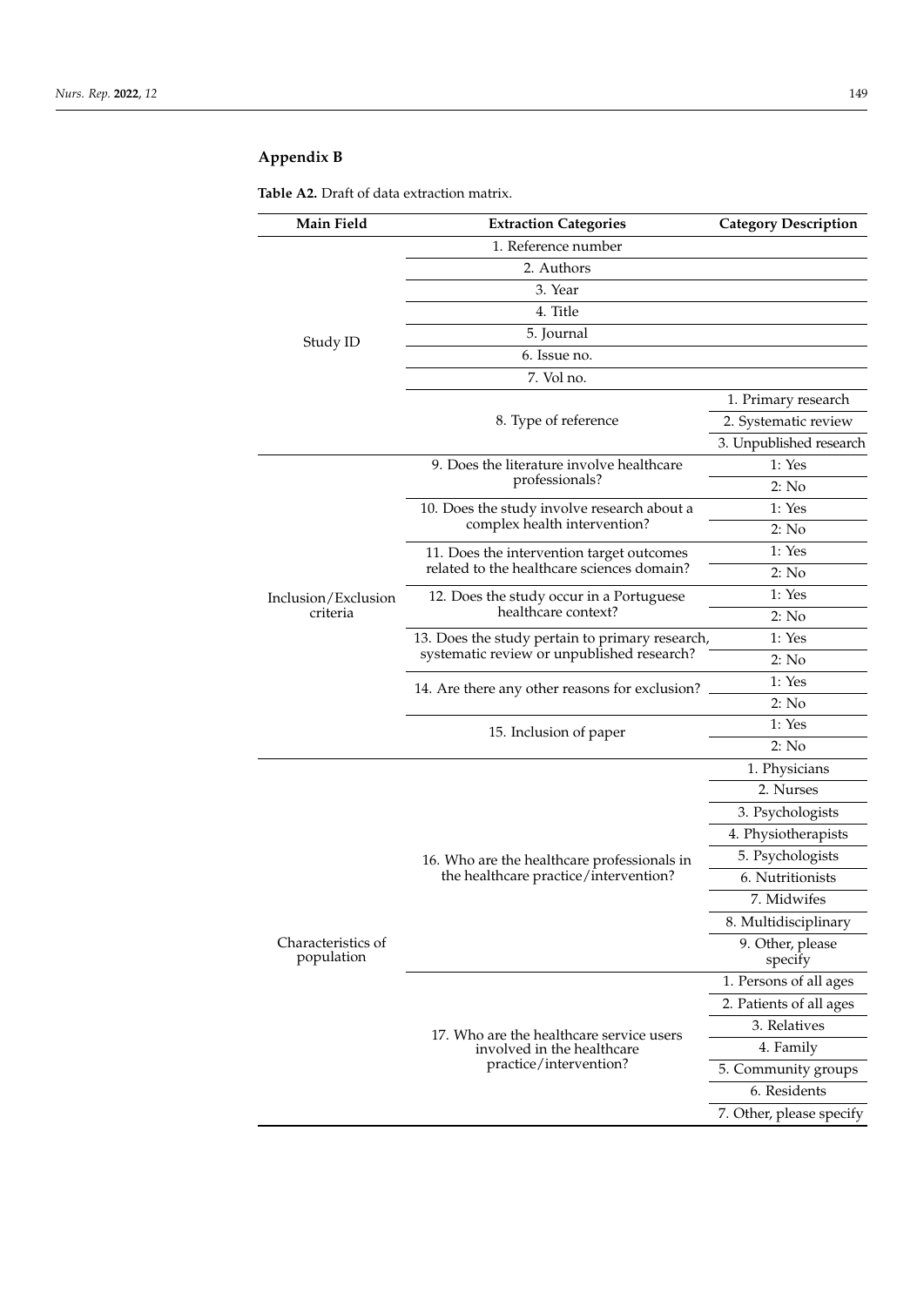## Appendix B

**Table A2.** Draft of data extraction matrix.

| Main Field | Extraction Categories | Category Description |
|---|---|---|
| Study ID | 1. Reference number | |
| | 2. Authors | |
| | 3. Year | |
| | 4. Title | |
| | 5. Journal | |
| | 6. Issue no. | |
| | 7. Vol no. | |
| | 8. Type of reference | 1. Primary research |
| | | 2. Systematic review |
| | | 3. Unpublished research |
| Inclusion/Exclusion criteria | 9. Does the literature involve healthcare professionals? | 1: Yes |
| | | 2: No |
| | 10. Does the study involve research about a complex health intervention? | 1: Yes |
| | | 2: No |
| | 11. Does the intervention target outcomes related to the healthcare sciences domain? | 1: Yes |
| | | 2: No |
| | 12. Does the study occur in a Portuguese healthcare context? | 1: Yes |
| | | 2: No |
| | 13. Does the study pertain to primary research, systematic review or unpublished research? | 1: Yes |
| | | 2: No |
| | 14. Are there any other reasons for exclusion? | 1: Yes |
| | | 2: No |
| | 15. Inclusion of paper | 1: Yes |
| | | 2: No |
| Characteristics of population | 16. Who are the healthcare professionals in the healthcare practice/intervention? | 1. Physicians |
| | | 2. Nurses |
| | | 3. Psychologists |
| | | 4. Physiotherapists |
| | | 5. Psychologists |
| | | 6. Nutritionists |
| | | 7. Midwifes |
| | | 8. Multidisciplinary |
| | | 9. Other, please specify |
| | 17. Who are the healthcare service users involved in the healthcare practice/intervention? | 1. Persons of all ages |
| | | 2. Patients of all ages |
| | | 3. Relatives |
| | | 4. Family |
| | | 5. Community groups |
| | | 6. Residents |
| | | 7. Other, please specify |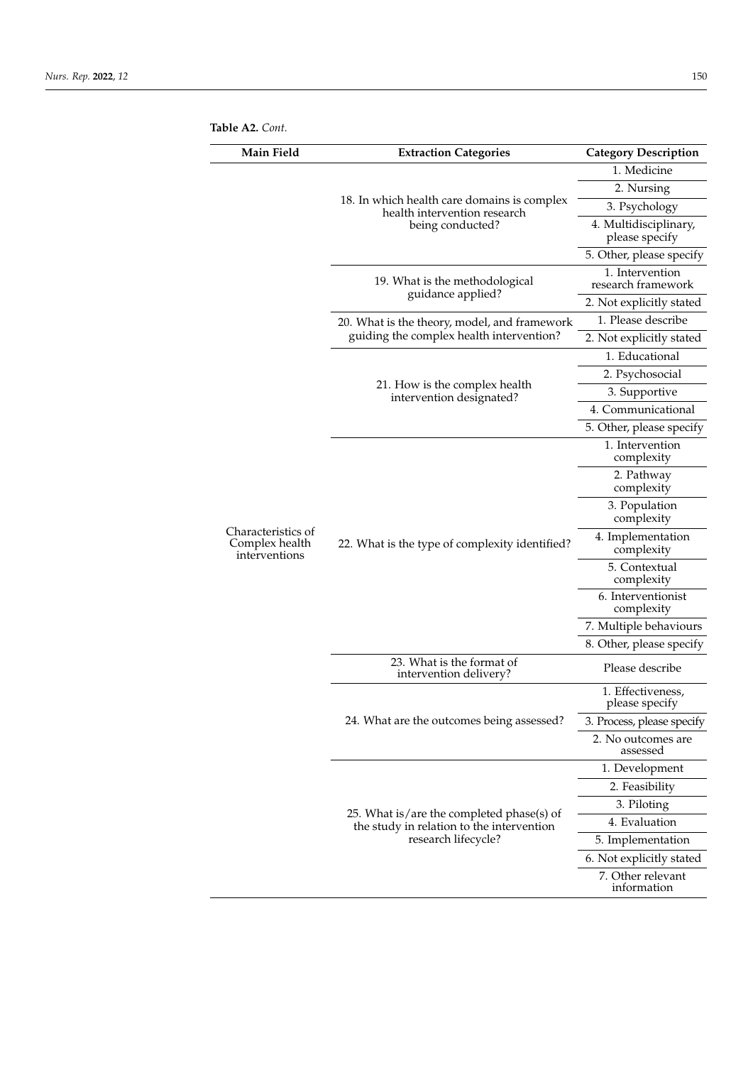**Table A2.** *Cont.*

| Main Field | Extraction Categories | Category Description |
|---|---|---|
| Characteristics of Complex health interventions | 18. In which health care domains is complex health intervention research being conducted? | 1. Medicine |
| | | 2. Nursing |
| | | 3. Psychology |
| | | 4. Multidisciplinary, please specify |
| | | 5. Other, please specify |
| | 19. What is the methodological guidance applied? | 1. Intervention research framework |
| | | 2. Not explicitly stated |
| | 20. What is the theory, model, and framework guiding the complex health intervention? | 1. Please describe |
| | | 2. Not explicitly stated |
| | 21. How is the complex health intervention designated? | 1. Educational |
| | | 2. Psychosocial |
| | | 3. Supportive |
| | | 4. Communicational |
| | | 5. Other, please specify |
| | 22. What is the type of complexity identified? | 1. Intervention complexity |
| | | 2. Pathway complexity |
| | | 3. Population complexity |
| | | 4. Implementation complexity |
| | | 5. Contextual complexity |
| | | 6. Interventionist complexity |
| | | 7. Multiple behaviours |
| | | 8. Other, please specify |
| | 23. What is the format of intervention delivery? | Please describe |
| | 24. What are the outcomes being assessed? | 1. Effectiveness, please specify |
| | | 3. Process, please specify |
| | | 2. No outcomes are assessed |
| | 25. What is/are the completed phase(s) of the study in relation to the intervention research lifecycle? | 1. Development |
| | | 2. Feasibility |
| | | 3. Piloting |
| | | 4. Evaluation |
| | | 5. Implementation |
| | | 6. Not explicitly stated |
| | | 7. Other relevant information |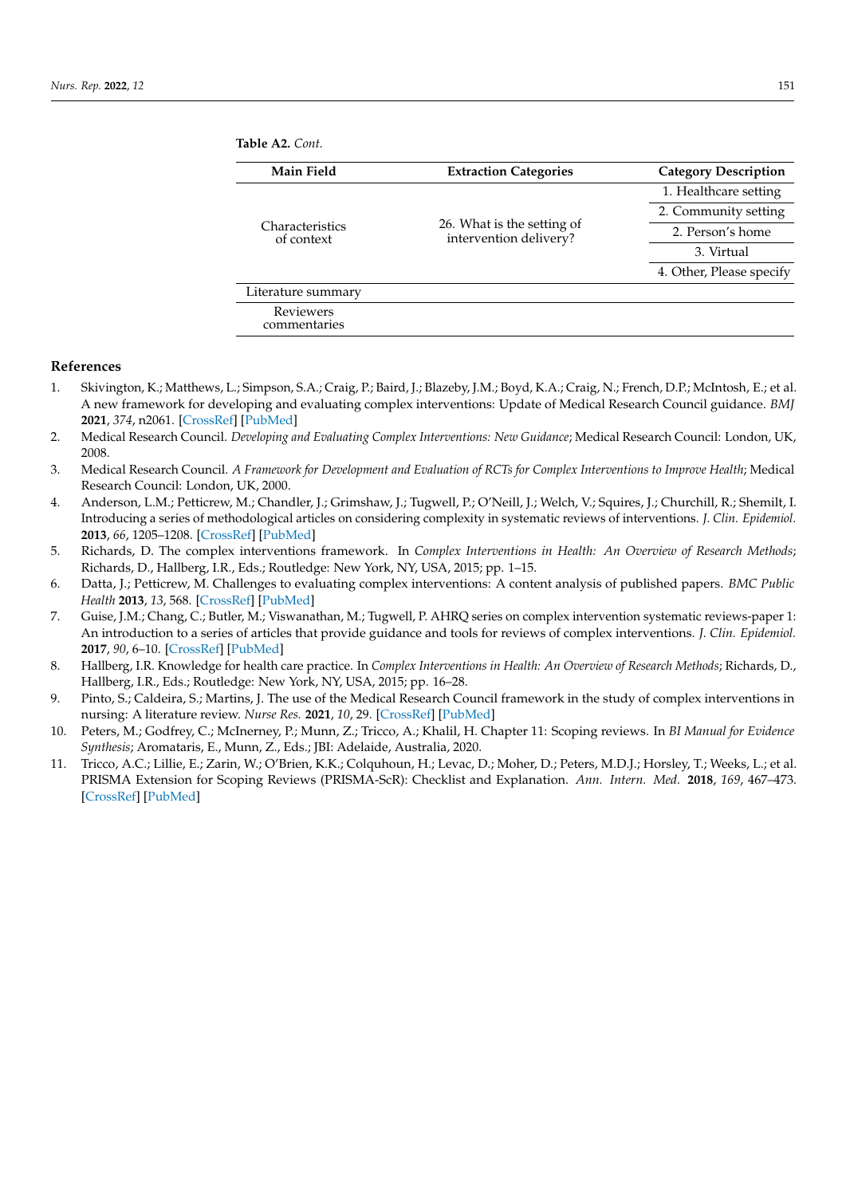**Table A2.** *Cont.*

| Main Field | Extraction Categories | Category Description |
|---|---|---|
| Characteristics of context | 26. What is the setting of intervention delivery? | 1. Healthcare setting |
| | | 2. Community setting |
| | | 2. Person's home |
| | | 3. Virtual |
| | | 4. Other, Please specify |
| Literature summary | | |
| Reviewers commentaries | | |

## References

1. Skivington, K.; Matthews, L.; Simpson, S.A.; Craig, P.; Baird, J.; Blazeby, J.M.; Boyd, K.A.; Craig, N.; French, D.P.; McIntosh, E.; et al. A new framework for developing and evaluating complex interventions: Update of Medical Research Council guidance. *BMJ* **2021**, *374*, n2061. [CrossRef] [PubMed]
2. Medical Research Council. *Developing and Evaluating Complex Interventions: New Guidance*; Medical Research Council: London, UK, 2008.
3. Medical Research Council. *A Framework for Development and Evaluation of RCTs for Complex Interventions to Improve Health*; Medical Research Council: London, UK, 2000.
4. Anderson, L.M.; Petticrew, M.; Chandler, J.; Grimshaw, J.; Tugwell, P.; O'Neill, J.; Welch, V.; Squires, J.; Churchill, R.; Shemilt, I. Introducing a series of methodological articles on considering complexity in systematic reviews of interventions. *J. Clin. Epidemiol.* **2013**, *66*, 1205–1208. [CrossRef] [PubMed]
5. Richards, D. The complex interventions framework. In *Complex Interventions in Health: An Overview of Research Methods*; Richards, D., Hallberg, I.R., Eds.; Routledge: New York, NY, USA, 2015; pp. 1–15.
6. Datta, J.; Petticrew, M. Challenges to evaluating complex interventions: A content analysis of published papers. *BMC Public Health* **2013**, *13*, 568. [CrossRef] [PubMed]
7. Guise, J.M.; Chang, C.; Butler, M.; Viswanathan, M.; Tugwell, P. AHRQ series on complex intervention systematic reviews-paper 1: An introduction to a series of articles that provide guidance and tools for reviews of complex interventions. *J. Clin. Epidemiol.* **2017**, *90*, 6–10. [CrossRef] [PubMed]
8. Hallberg, I.R. Knowledge for health care practice. In *Complex Interventions in Health: An Overview of Research Methods*; Richards, D., Hallberg, I.R., Eds.; Routledge: New York, NY, USA, 2015; pp. 16–28.
9. Pinto, S.; Caldeira, S.; Martins, J. The use of the Medical Research Council framework in the study of complex interventions in nursing: A literature review. *Nurse Res.* **2021**, *10*, 29. [CrossRef] [PubMed]
10. Peters, M.; Godfrey, C.; McInerney, P.; Munn, Z.; Tricco, A.; Khalil, H. Chapter 11: Scoping reviews. In *BI Manual for Evidence Synthesis*; Aromataris, E., Munn, Z., Eds.; JBI: Adelaide, Australia, 2020.
11. Tricco, A.C.; Lillie, E.; Zarin, W.; O'Brien, K.K.; Colquhoun, H.; Levac, D.; Moher, D.; Peters, M.D.J.; Horsley, T.; Weeks, L.; et al. PRISMA Extension for Scoping Reviews (PRISMA-ScR): Checklist and Explanation. *Ann. Intern. Med.* **2018**, *169*, 467–473. [CrossRef] [PubMed]